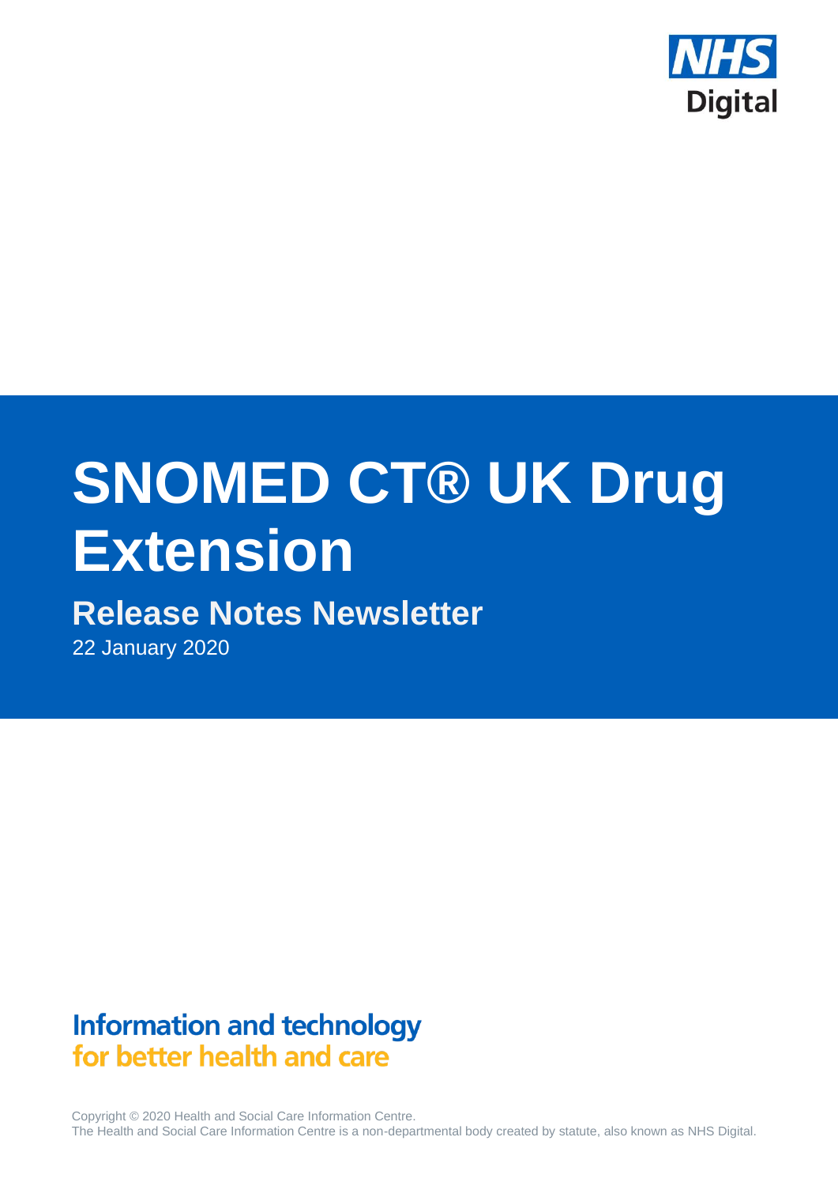NHS Digital

# SNOMED CT® UK Drug Extension

## Release Notes Newsletter

22 January 2020

**Information and technology**
**for better health and care**

Copyright © 2020 Health and Social Care Information Centre.
The Health and Social Care Information Centre is a non-departmental body created by statute, also known as NHS Digital.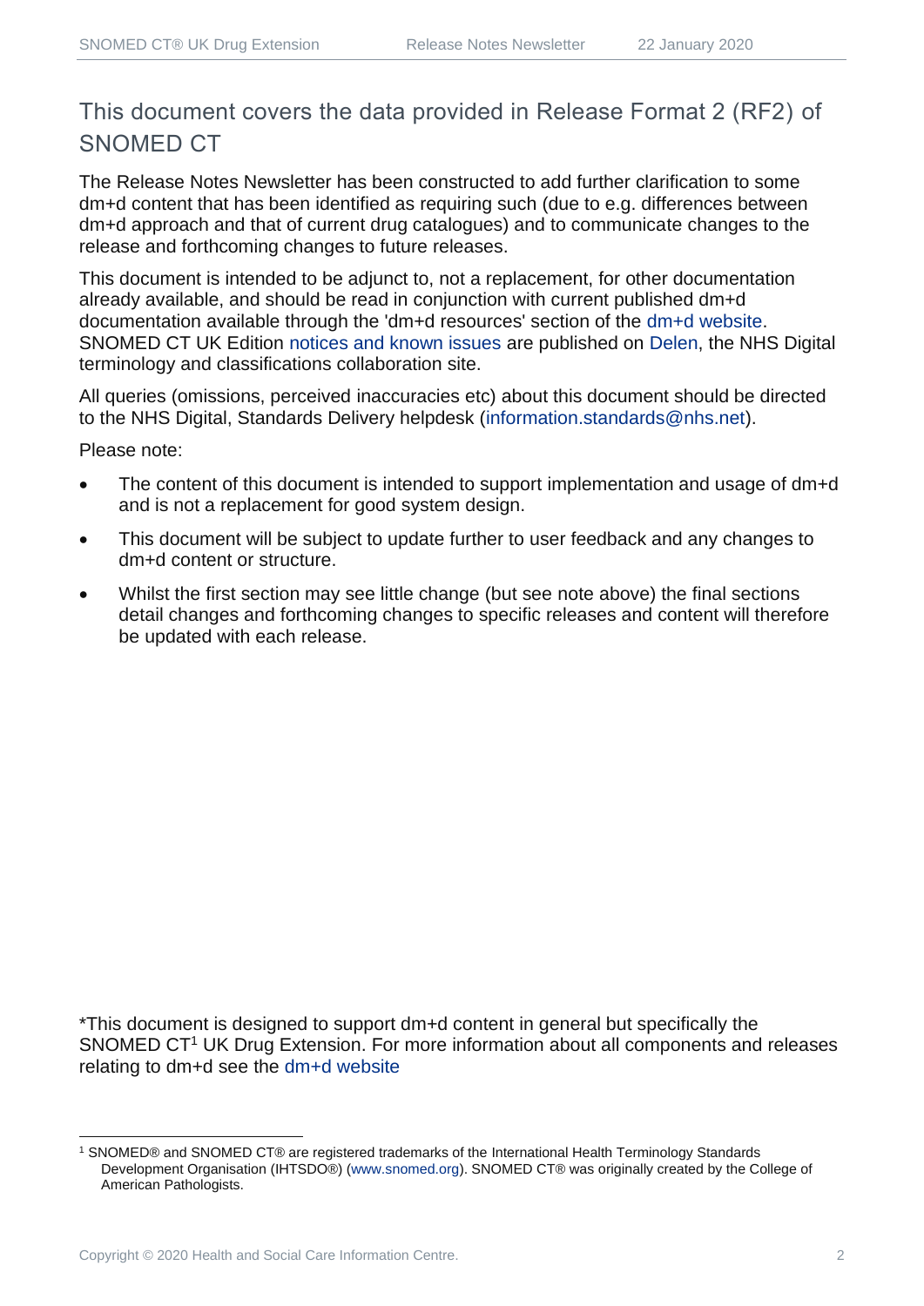## This document covers the data provided in Release Format 2 (RF2) of SNOMED CT

The Release Notes Newsletter has been constructed to add further clarification to some dm+d content that has been identified as requiring such (due to e.g. differences between dm+d approach and that of current drug catalogues) and to communicate changes to the release and forthcoming changes to future releases.

This document is intended to be adjunct to, not a replacement, for other documentation already available, and should be read in conjunction with current published dm+d documentation available through the 'dm+d resources' section of the dm+d website. SNOMED CT UK Edition notices and known issues are published on Delen, the NHS Digital terminology and classifications collaboration site.

All queries (omissions, perceived inaccuracies etc) about this document should be directed to the NHS Digital, Standards Delivery helpdesk (information.standards@nhs.net).

Please note:

- The content of this document is intended to support implementation and usage of dm+d and is not a replacement for good system design.
- This document will be subject to update further to user feedback and any changes to dm+d content or structure.
- Whilst the first section may see little change (but see note above) the final sections detail changes and forthcoming changes to specific releases and content will therefore be updated with each release.

*This document is designed to support dm+d content in general but specifically the SNOMED CT[1] UK Drug Extension. For more information about all components and releases relating to dm+d see the dm+d website

[1] SNOMED® and SNOMED CT® are registered trademarks of the International Health Terminology Standards Development Organisation (IHTSDO®) (www.snomed.org). SNOMED CT® was originally created by the College of American Pathologists.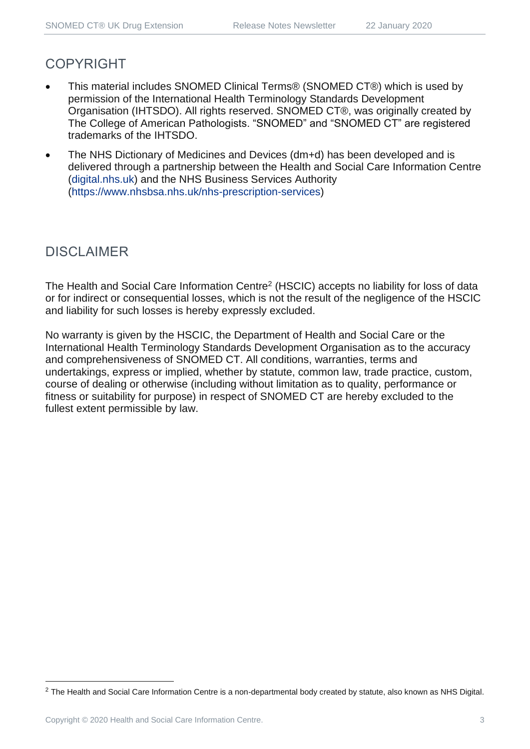## COPYRIGHT

- This material includes SNOMED Clinical Terms® (SNOMED CT®) which is used by permission of the International Health Terminology Standards Development Organisation (IHTSDO). All rights reserved. SNOMED CT®, was originally created by The College of American Pathologists. "SNOMED" and "SNOMED CT" are registered trademarks of the IHTSDO.
- The NHS Dictionary of Medicines and Devices (dm+d) has been developed and is delivered through a partnership between the Health and Social Care Information Centre (digital.nhs.uk) and the NHS Business Services Authority (https://www.nhsbsa.nhs.uk/nhs-prescription-services)

## DISCLAIMER

The Health and Social Care Information Centre[2] (HSCIC) accepts no liability for loss of data or for indirect or consequential losses, which is not the result of the negligence of the HSCIC and liability for such losses is hereby expressly excluded.

No warranty is given by the HSCIC, the Department of Health and Social Care or the International Health Terminology Standards Development Organisation as to the accuracy and comprehensiveness of SNOMED CT. All conditions, warranties, terms and undertakings, express or implied, whether by statute, common law, trade practice, custom, course of dealing or otherwise (including without limitation as to quality, performance or fitness or suitability for purpose) in respect of SNOMED CT are hereby excluded to the fullest extent permissible by law.

[2] The Health and Social Care Information Centre is a non-departmental body created by statute, also known as NHS Digital.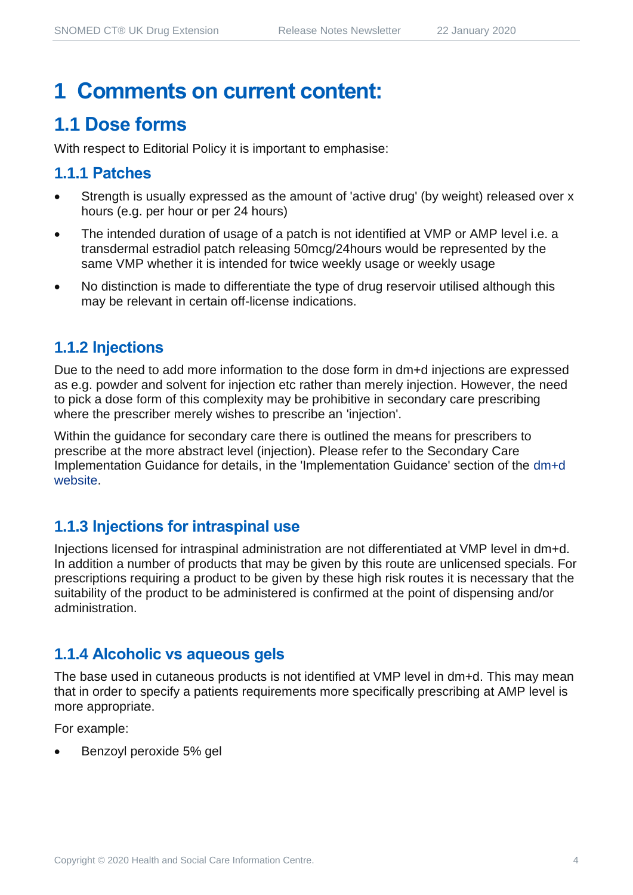# 1 Comments on current content:

## 1.1 Dose forms

With respect to Editorial Policy it is important to emphasise:

### 1.1.1 Patches

- Strength is usually expressed as the amount of 'active drug' (by weight) released over x hours (e.g. per hour or per 24 hours)
- The intended duration of usage of a patch is not identified at VMP or AMP level i.e. a transdermal estradiol patch releasing 50mcg/24hours would be represented by the same VMP whether it is intended for twice weekly usage or weekly usage
- No distinction is made to differentiate the type of drug reservoir utilised although this may be relevant in certain off-license indications.

### 1.1.2 Injections

Due to the need to add more information to the dose form in dm+d injections are expressed as e.g. powder and solvent for injection etc rather than merely injection. However, the need to pick a dose form of this complexity may be prohibitive in secondary care prescribing where the prescriber merely wishes to prescribe an 'injection'.

Within the guidance for secondary care there is outlined the means for prescribers to prescribe at the more abstract level (injection). Please refer to the Secondary Care Implementation Guidance for details, in the 'Implementation Guidance' section of the dm+d website.

### 1.1.3 Injections for intraspinal use

Injections licensed for intraspinal administration are not differentiated at VMP level in dm+d. In addition a number of products that may be given by this route are unlicensed specials. For prescriptions requiring a product to be given by these high risk routes it is necessary that the suitability of the product to be administered is confirmed at the point of dispensing and/or administration.

### 1.1.4 Alcoholic vs aqueous gels

The base used in cutaneous products is not identified at VMP level in dm+d. This may mean that in order to specify a patients requirements more specifically prescribing at AMP level is more appropriate.

For example:

- Benzoyl peroxide 5% gel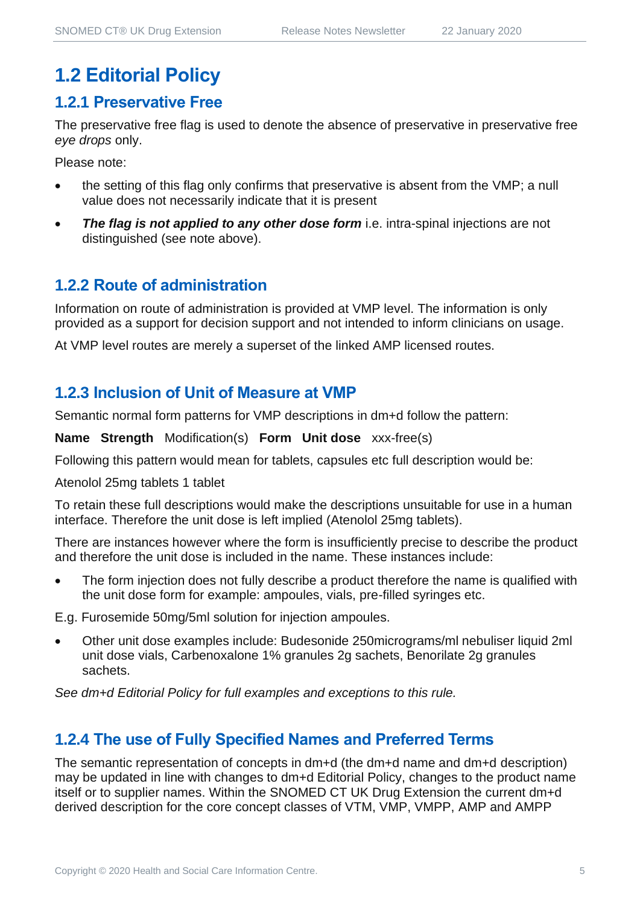# 1.2 Editorial Policy

## 1.2.1 Preservative Free

The preservative free flag is used to denote the absence of preservative in preservative free *eye drops* only.

Please note:

- the setting of this flag only confirms that preservative is absent from the VMP; a null value does not necessarily indicate that it is present
- ***The flag is not applied to any other dose form*** i.e. intra-spinal injections are not distinguished (see note above).

## 1.2.2 Route of administration

Information on route of administration is provided at VMP level. The information is only provided as a support for decision support and not intended to inform clinicians on usage.

At VMP level routes are merely a superset of the linked AMP licensed routes.

## 1.2.3 Inclusion of Unit of Measure at VMP

Semantic normal form patterns for VMP descriptions in dm+d follow the pattern:

**Name** **Strength** Modification(s) **Form** **Unit dose** xxx-free(s)

Following this pattern would mean for tablets, capsules etc full description would be:

Atenolol 25mg tablets 1 tablet

To retain these full descriptions would make the descriptions unsuitable for use in a human interface. Therefore the unit dose is left implied (Atenolol 25mg tablets).

There are instances however where the form is insufficiently precise to describe the product and therefore the unit dose is included in the name. These instances include:

- The form injection does not fully describe a product therefore the name is qualified with the unit dose form for example: ampoules, vials, pre-filled syringes etc.

E.g. Furosemide 50mg/5ml solution for injection ampoules.

- Other unit dose examples include: Budesonide 250micrograms/ml nebuliser liquid 2ml unit dose vials, Carbenoxalone 1% granules 2g sachets, Benorilate 2g granules sachets.

*See dm+d Editorial Policy for full examples and exceptions to this rule.*

## 1.2.4 The use of Fully Specified Names and Preferred Terms

The semantic representation of concepts in dm+d (the dm+d name and dm+d description) may be updated in line with changes to dm+d Editorial Policy, changes to the product name itself or to supplier names. Within the SNOMED CT UK Drug Extension the current dm+d derived description for the core concept classes of VTM, VMP, VMPP, AMP and AMPP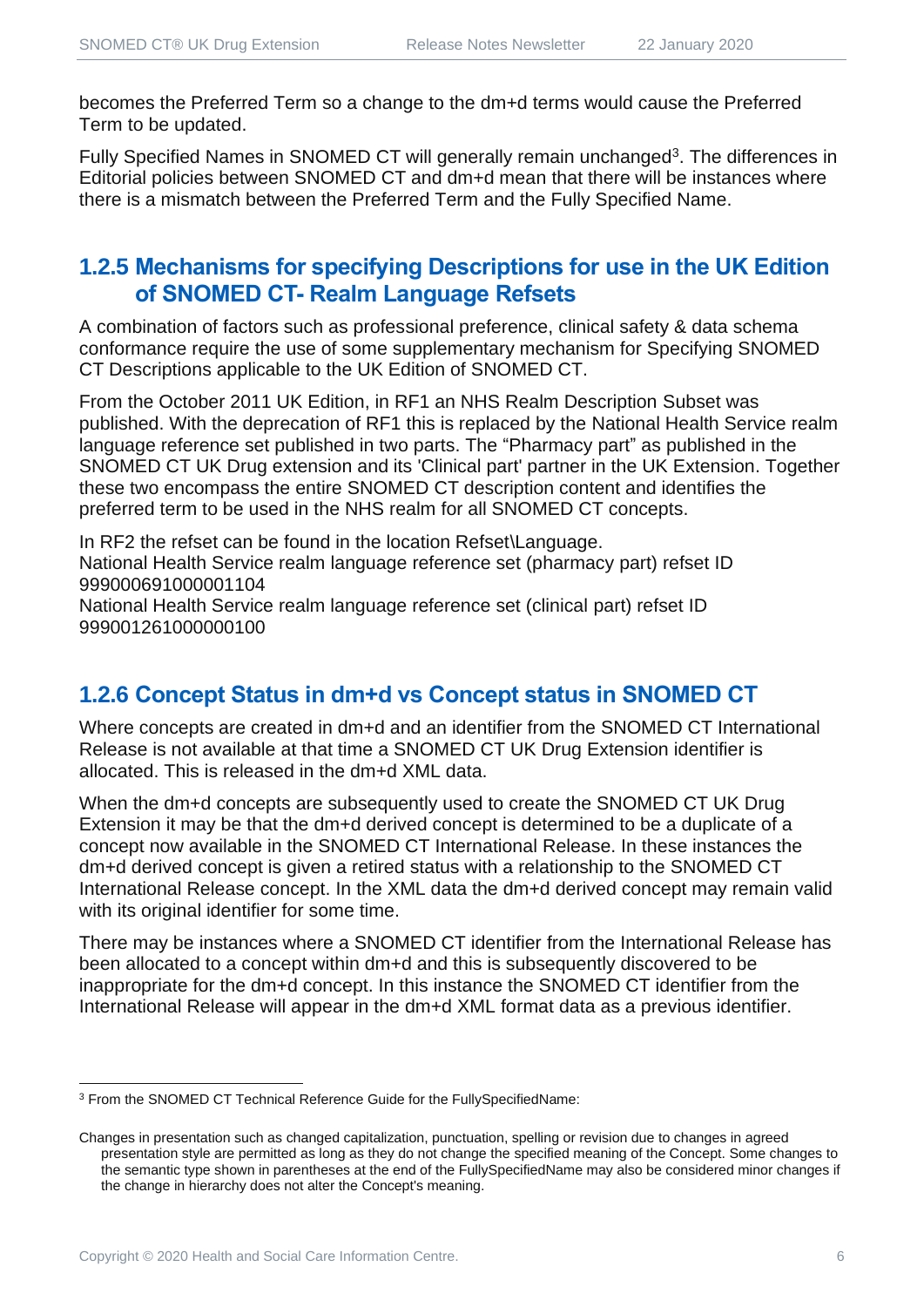becomes the Preferred Term so a change to the dm+d terms would cause the Preferred Term to be updated.

Fully Specified Names in SNOMED CT will generally remain unchanged[3]. The differences in Editorial policies between SNOMED CT and dm+d mean that there will be instances where there is a mismatch between the Preferred Term and the Fully Specified Name.

### 1.2.5 Mechanisms for specifying Descriptions for use in the UK Edition of SNOMED CT- Realm Language Refsets

A combination of factors such as professional preference, clinical safety & data schema conformance require the use of some supplementary mechanism for Specifying SNOMED CT Descriptions applicable to the UK Edition of SNOMED CT.

From the October 2011 UK Edition, in RF1 an NHS Realm Description Subset was published. With the deprecation of RF1 this is replaced by the National Health Service realm language reference set published in two parts. The "Pharmacy part" as published in the SNOMED CT UK Drug extension and its 'Clinical part' partner in the UK Extension. Together these two encompass the entire SNOMED CT description content and identifies the preferred term to be used in the NHS realm for all SNOMED CT concepts.

In RF2 the refset can be found in the location Refset\Language.
National Health Service realm language reference set (pharmacy part) refset ID 999000691000001104
National Health Service realm language reference set (clinical part) refset ID 999001261000000100

### 1.2.6 Concept Status in dm+d vs Concept status in SNOMED CT

Where concepts are created in dm+d and an identifier from the SNOMED CT International Release is not available at that time a SNOMED CT UK Drug Extension identifier is allocated. This is released in the dm+d XML data.

When the dm+d concepts are subsequently used to create the SNOMED CT UK Drug Extension it may be that the dm+d derived concept is determined to be a duplicate of a concept now available in the SNOMED CT International Release. In these instances the dm+d derived concept is given a retired status with a relationship to the SNOMED CT International Release concept. In the XML data the dm+d derived concept may remain valid with its original identifier for some time.

There may be instances where a SNOMED CT identifier from the International Release has been allocated to a concept within dm+d and this is subsequently discovered to be inappropriate for the dm+d concept. In this instance the SNOMED CT identifier from the International Release will appear in the dm+d XML format data as a previous identifier.

---

[3] From the SNOMED CT Technical Reference Guide for the FullySpecifiedName:

Changes in presentation such as changed capitalization, punctuation, spelling or revision due to changes in agreed presentation style are permitted as long as they do not change the specified meaning of the Concept. Some changes to the semantic type shown in parentheses at the end of the FullySpecifiedName may also be considered minor changes if the change in hierarchy does not alter the Concept's meaning.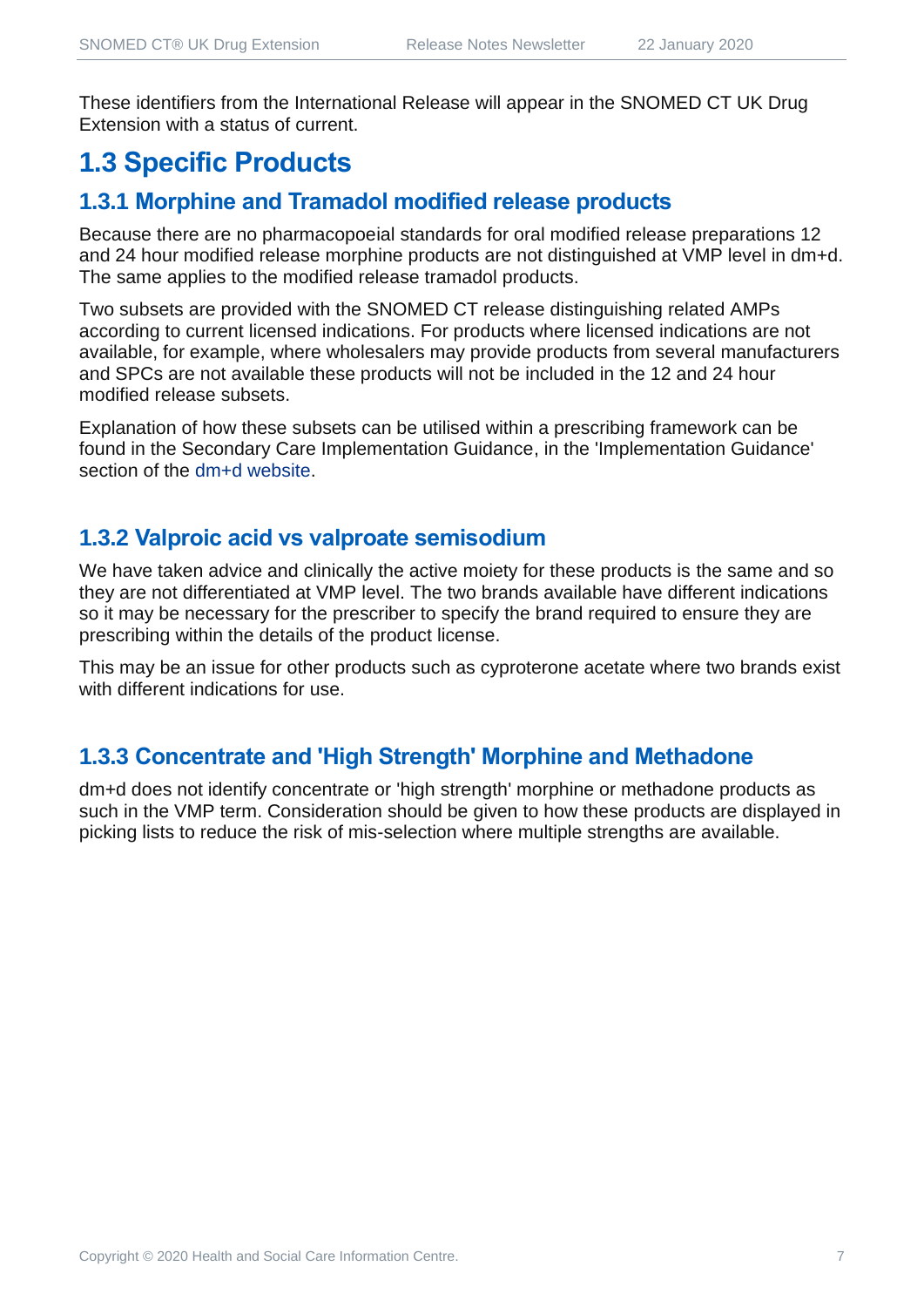These identifiers from the International Release will appear in the SNOMED CT UK Drug Extension with a status of current.

## 1.3 Specific Products

### 1.3.1 Morphine and Tramadol modified release products

Because there are no pharmacopoeial standards for oral modified release preparations 12 and 24 hour modified release morphine products are not distinguished at VMP level in dm+d. The same applies to the modified release tramadol products.

Two subsets are provided with the SNOMED CT release distinguishing related AMPs according to current licensed indications. For products where licensed indications are not available, for example, where wholesalers may provide products from several manufacturers and SPCs are not available these products will not be included in the 12 and 24 hour modified release subsets.

Explanation of how these subsets can be utilised within a prescribing framework can be found in the Secondary Care Implementation Guidance, in the 'Implementation Guidance' section of the dm+d website.

### 1.3.2 Valproic acid vs valproate semisodium

We have taken advice and clinically the active moiety for these products is the same and so they are not differentiated at VMP level. The two brands available have different indications so it may be necessary for the prescriber to specify the brand required to ensure they are prescribing within the details of the product license.

This may be an issue for other products such as cyproterone acetate where two brands exist with different indications for use.

### 1.3.3 Concentrate and 'High Strength' Morphine and Methadone

dm+d does not identify concentrate or 'high strength' morphine or methadone products as such in the VMP term. Consideration should be given to how these products are displayed in picking lists to reduce the risk of mis-selection where multiple strengths are available.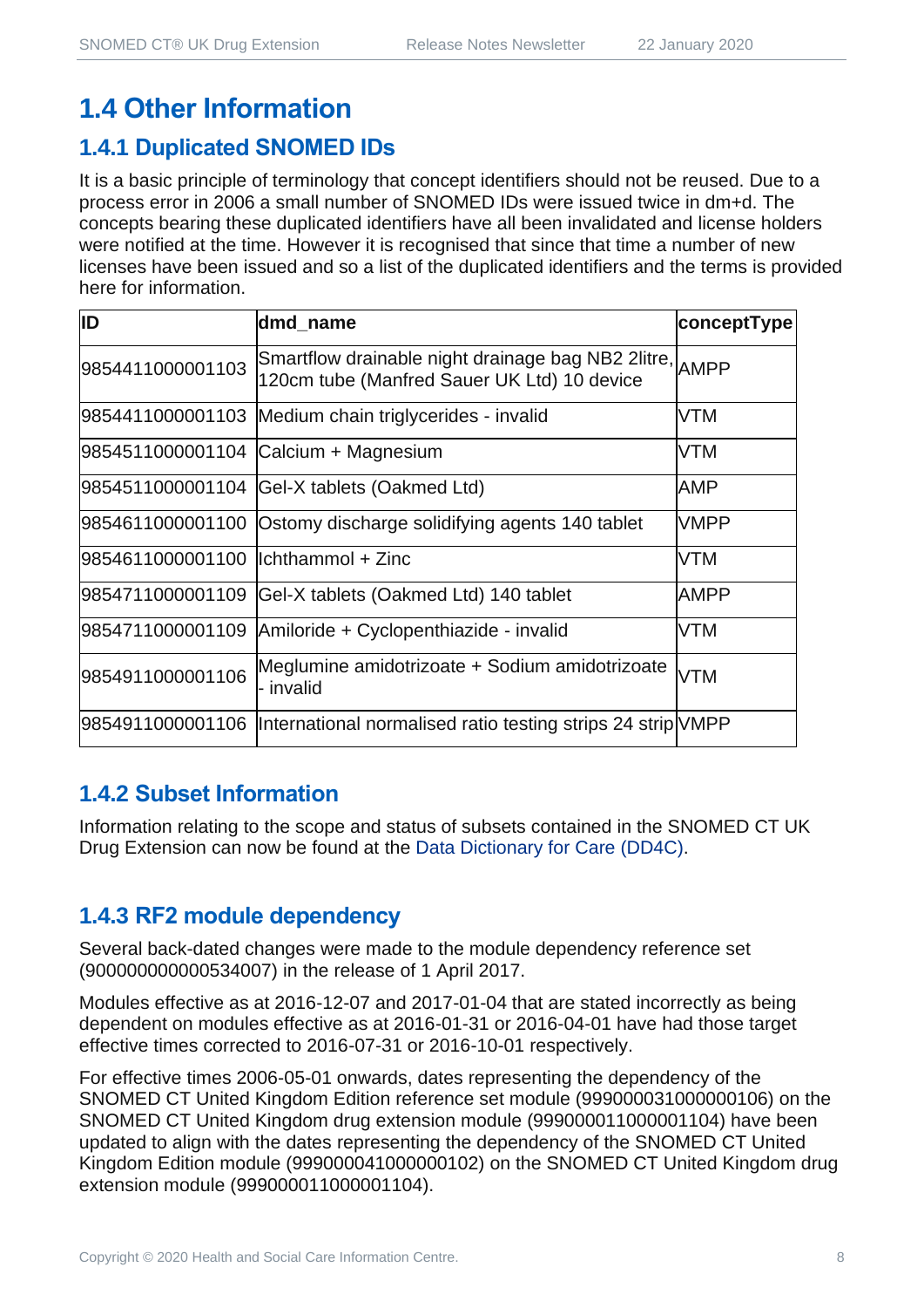# 1.4 Other Information

## 1.4.1 Duplicated SNOMED IDs

It is a basic principle of terminology that concept identifiers should not be reused. Due to a process error in 2006 a small number of SNOMED IDs were issued twice in dm+d. The concepts bearing these duplicated identifiers have all been invalidated and license holders were notified at the time. However it is recognised that since that time a number of new licenses have been issued and so a list of the duplicated identifiers and the terms is provided here for information.

| ID | dmd_name | conceptType |
|---|---|---|
| 9854411000001103 | Smartflow drainable night drainage bag NB2 2litre, 120cm tube (Manfred Sauer UK Ltd) 10 device | AMPP |
| 9854411000001103 | Medium chain triglycerides - invalid | VTM |
| 9854511000001104 | Calcium + Magnesium | VTM |
| 9854511000001104 | Gel-X tablets (Oakmed Ltd) | AMP |
| 9854611000001100 | Ostomy discharge solidifying agents 140 tablet | VMPP |
| 9854611000001100 | Ichthammol + Zinc | VTM |
| 9854711000001109 | Gel-X tablets (Oakmed Ltd) 140 tablet | AMPP |
| 9854711000001109 | Amiloride + Cyclopenthiazide - invalid | VTM |
| 9854911000001106 | Meglumine amidotrizoate + Sodium amidotrizoate - invalid | VTM |
| 9854911000001106 | International normalised ratio testing strips 24 strip | VMPP |

## 1.4.2 Subset Information

Information relating to the scope and status of subsets contained in the SNOMED CT UK Drug Extension can now be found at the Data Dictionary for Care (DD4C).

## 1.4.3 RF2 module dependency

Several back-dated changes were made to the module dependency reference set (900000000000534007) in the release of 1 April 2017.

Modules effective as at 2016-12-07 and 2017-01-04 that are stated incorrectly as being dependent on modules effective as at 2016-01-31 or 2016-04-01 have had those target effective times corrected to 2016-07-31 or 2016-10-01 respectively.

For effective times 2006-05-01 onwards, dates representing the dependency of the SNOMED CT United Kingdom Edition reference set module (999000031000000106) on the SNOMED CT United Kingdom drug extension module (999000011000001104) have been updated to align with the dates representing the dependency of the SNOMED CT United Kingdom Edition module (999000041000000102) on the SNOMED CT United Kingdom drug extension module (999000011000001104).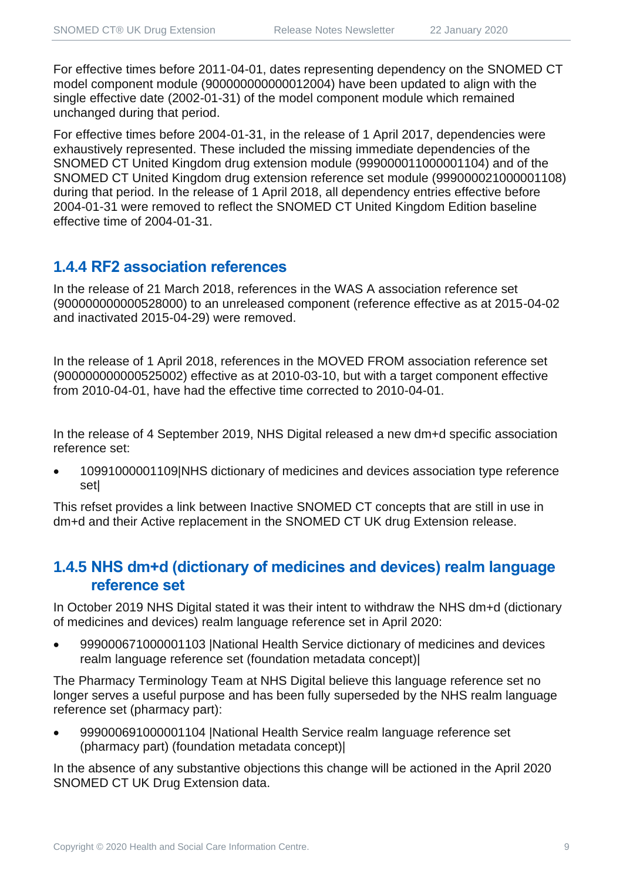For effective times before 2011-04-01, dates representing dependency on the SNOMED CT model component module (900000000000012004) have been updated to align with the single effective date (2002-01-31) of the model component module which remained unchanged during that period.

For effective times before 2004-01-31, in the release of 1 April 2017, dependencies were exhaustively represented. These included the missing immediate dependencies of the SNOMED CT United Kingdom drug extension module (999000011000001104) and of the SNOMED CT United Kingdom drug extension reference set module (999000021000001108) during that period. In the release of 1 April 2018, all dependency entries effective before 2004-01-31 were removed to reflect the SNOMED CT United Kingdom Edition baseline effective time of 2004-01-31.

### 1.4.4 RF2 association references

In the release of 21 March 2018, references in the WAS A association reference set (900000000000528000) to an unreleased component (reference effective as at 2015-04-02 and inactivated 2015-04-29) were removed.

In the release of 1 April 2018, references in the MOVED FROM association reference set (900000000000525002) effective as at 2010-03-10, but with a target component effective from 2010-04-01, have had the effective time corrected to 2010-04-01.

In the release of 4 September 2019, NHS Digital released a new dm+d specific association reference set:

- 10991000001109|NHS dictionary of medicines and devices association type reference set|

This refset provides a link between Inactive SNOMED CT concepts that are still in use in dm+d and their Active replacement in the SNOMED CT UK drug Extension release.

### 1.4.5 NHS dm+d (dictionary of medicines and devices) realm language reference set

In October 2019 NHS Digital stated it was their intent to withdraw the NHS dm+d (dictionary of medicines and devices) realm language reference set in April 2020:

- 999000671000001103 |National Health Service dictionary of medicines and devices realm language reference set (foundation metadata concept)|

The Pharmacy Terminology Team at NHS Digital believe this language reference set no longer serves a useful purpose and has been fully superseded by the NHS realm language reference set (pharmacy part):

- 999000691000001104 |National Health Service realm language reference set (pharmacy part) (foundation metadata concept)|

In the absence of any substantive objections this change will be actioned in the April 2020 SNOMED CT UK Drug Extension data.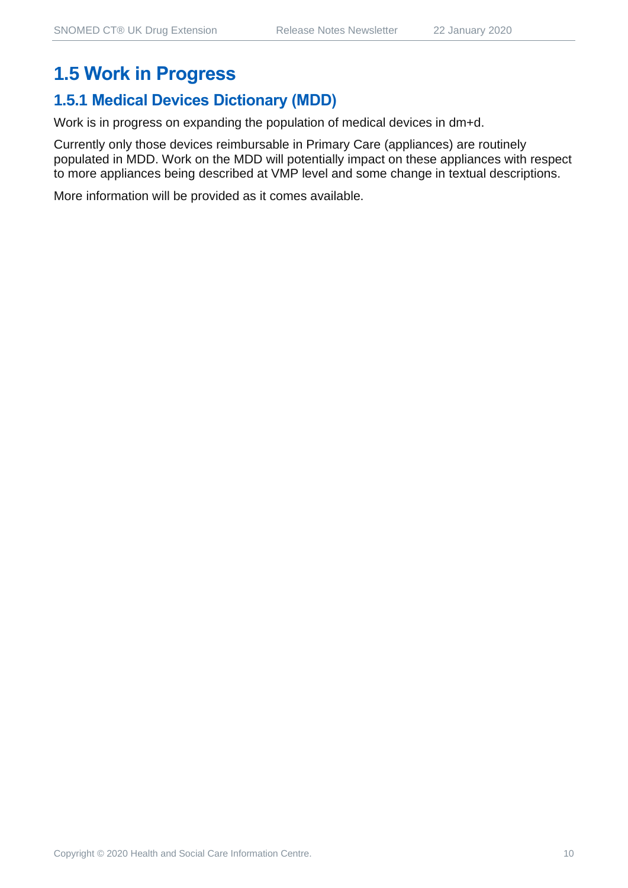## 1.5 Work in Progress

### 1.5.1 Medical Devices Dictionary (MDD)

Work is in progress on expanding the population of medical devices in dm+d.

Currently only those devices reimbursable in Primary Care (appliances) are routinely populated in MDD. Work on the MDD will potentially impact on these appliances with respect to more appliances being described at VMP level and some change in textual descriptions.

More information will be provided as it comes available.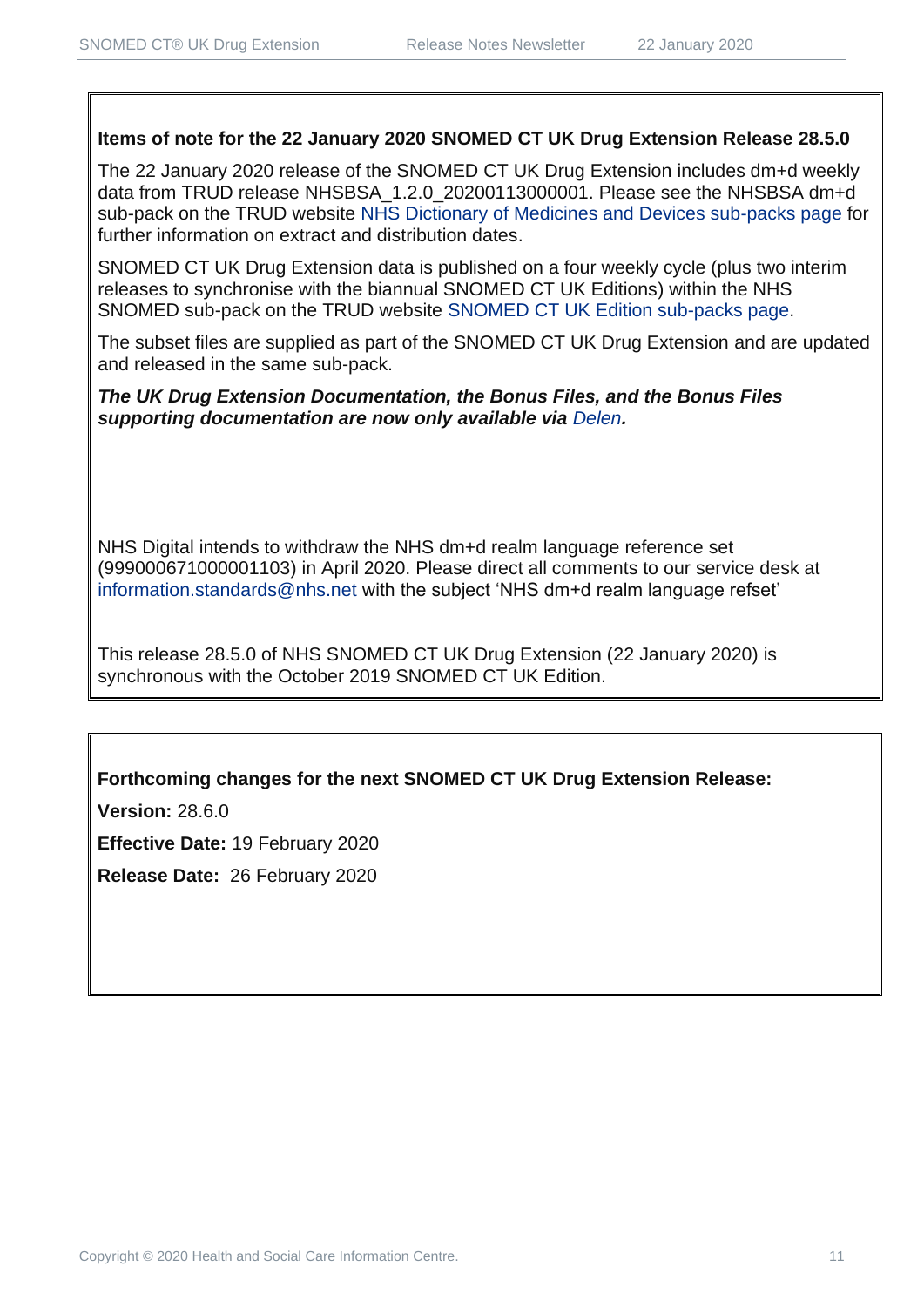**Items of note for the 22 January 2020 SNOMED CT UK Drug Extension Release 28.5.0**

The 22 January 2020 release of the SNOMED CT UK Drug Extension includes dm+d weekly data from TRUD release NHSBSA_1.2.0_20200113000001. Please see the NHSBSA dm+d sub-pack on the TRUD website NHS Dictionary of Medicines and Devices sub-packs page for further information on extract and distribution dates.

SNOMED CT UK Drug Extension data is published on a four weekly cycle (plus two interim releases to synchronise with the biannual SNOMED CT UK Editions) within the NHS SNOMED sub-pack on the TRUD website SNOMED CT UK Edition sub-packs page.

The subset files are supplied as part of the SNOMED CT UK Drug Extension and are updated and released in the same sub-pack.

***The UK Drug Extension Documentation, the Bonus Files, and the Bonus Files supporting documentation are now only available via Delen.***

NHS Digital intends to withdraw the NHS dm+d realm language reference set (999000671000001103) in April 2020. Please direct all comments to our service desk at information.standards@nhs.net with the subject 'NHS dm+d realm language refset'

This release 28.5.0 of NHS SNOMED CT UK Drug Extension (22 January 2020) is synchronous with the October 2019 SNOMED CT UK Edition.

**Forthcoming changes for the next SNOMED CT UK Drug Extension Release:**

**Version:** 28.6.0

**Effective Date:** 19 February 2020

**Release Date:** 26 February 2020